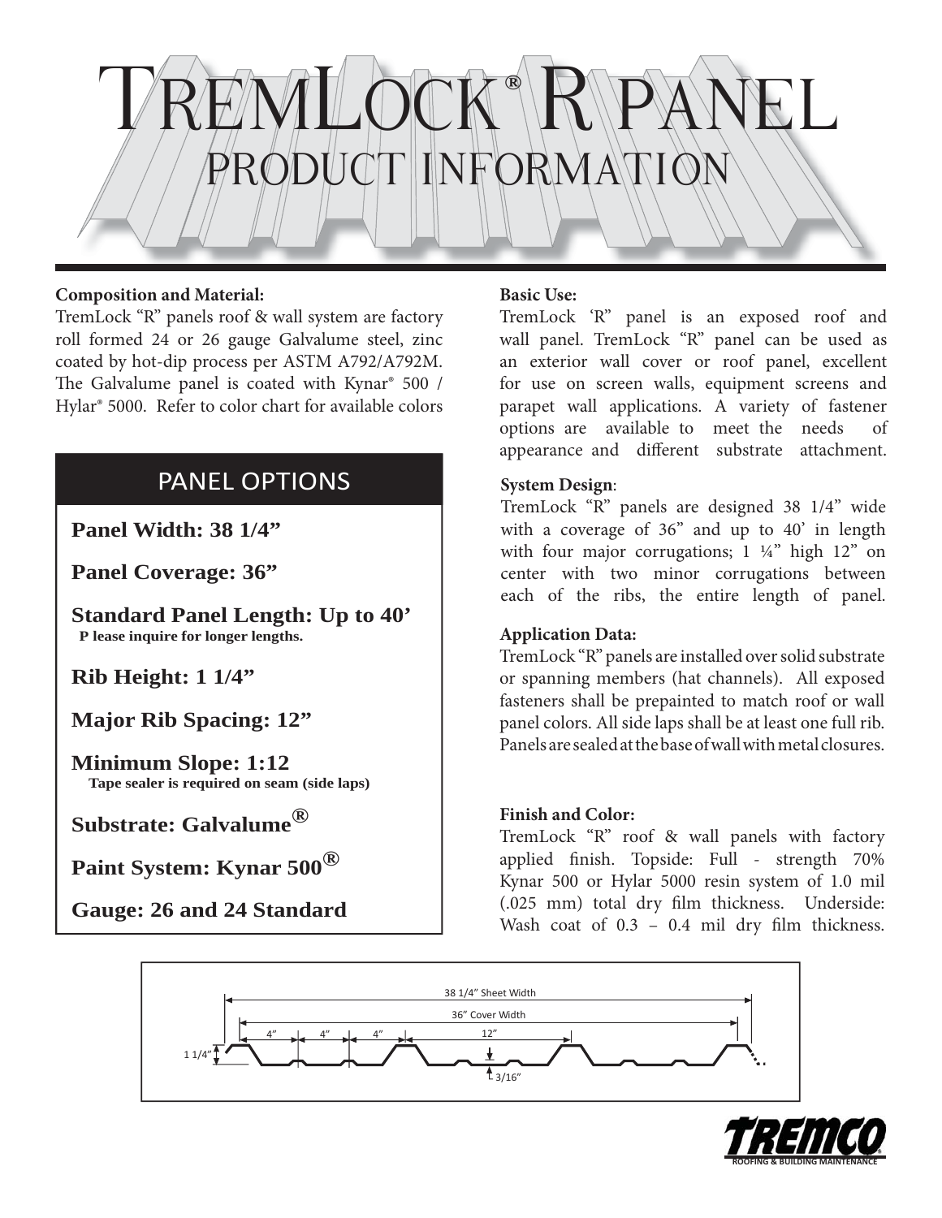# TremLock® R panel

## PRODUCT INFORMATION

**Composition and Material:**
TremLock "R" panels roof & wall system are factory roll formed 24 or 26 gauge Galvalume steel, zinc coated by hot-dip process per ASTM A792/A792M. The Galvalume panel is coated with Kynar® 500 / Hylar® 5000. Refer to color chart for available colors

## PANEL OPTIONS

**Panel Width: 38 1/4"**

**Panel Coverage: 36"**

**Standard Panel Length: Up to 40'**
**P lease inquire for longer lengths.**

**Rib Height: 1 1/4"**

**Major Rib Spacing: 12"**

**Minimum Slope: 1:12**
**Tape sealer is required on seam (side laps)**

**Substrate: Galvalume®**

**Paint System: Kynar 500®**

**Gauge: 26 and 24 Standard**

**Basic Use:**
TremLock 'R" panel is an exposed roof and wall panel. TremLock "R" panel can be used as an exterior wall cover or roof panel, excellent for use on screen walls, equipment screens and parapet wall applications. A variety of fastener options are available to meet the needs of appearance and different substrate attachment.

**System Design**:
TremLock "R" panels are designed 38 1/4" wide with a coverage of 36" and up to 40' in length with four major corrugations; 1 ¼" high 12" on center with two minor corrugations between each of the ribs, the entire length of panel.

**Application Data:**
TremLock "R" panels are installed over solid substrate or spanning members (hat channels). All exposed fasteners shall be prepainted to match roof or wall panel colors. All side laps shall be at least one full rib. Panels are sealed at the base of wall with metal closures.

**Finish and Color:**
TremLock "R" roof & wall panels with factory applied finish. Topside: Full - strength 70% Kynar 500 or Hylar 5000 resin system of 1.0 mil (.025 mm) total dry film thickness. Underside: Wash coat of 0.3 – 0.4 mil dry film thickness.

38 1/4" Sheet Width
36" Cover Width
4" 4" 4" 12"
1 1/4"
3/16"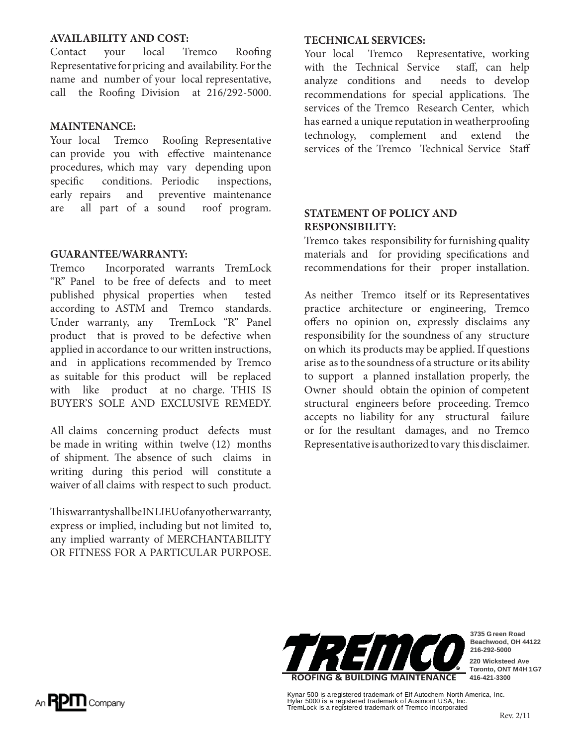## AVAILABILITY AND COST:

Contact your local Tremco Roofing Representative for pricing and availability. For the name and number of your local representative, call the Roofing Division at 216/292-5000.

## MAINTENANCE:

Your local Tremco Roofing Representative can provide you with effective maintenance procedures, which may vary depending upon specific conditions. Periodic inspections, early repairs and preventive maintenance are all part of a sound roof program.

## GUARANTEE/WARRANTY:

Tremco Incorporated warrants TremLock "R" Panel to be free of defects and to meet published physical properties when tested according to ASTM and Tremco standards. Under warranty, any TremLock "R" Panel product that is proved to be defective when applied in accordance to our written instructions, and in applications recommended by Tremco as suitable for this product will be replaced with like product at no charge. THIS IS BUYER'S SOLE AND EXCLUSIVE REMEDY.

All claims concerning product defects must be made in writing within twelve (12) months of shipment. The absence of such claims in writing during this period will constitute a waiver of all claims with respect to such product.

This warranty shall be IN LIEU of any other warranty, express or implied, including but not limited to, any implied warranty of MERCHANTABILITY OR FITNESS FOR A PARTICULAR PURPOSE.

## TECHNICAL SERVICES:

Your local Tremco Representative, working with the Technical Service staff, can help analyze conditions and needs to develop recommendations for special applications. The services of the Tremco Research Center, which has earned a unique reputation in weatherproofing technology, complement and extend the services of the Tremco Technical Service Staff

## STATEMENT OF POLICY AND RESPONSIBILITY:

Tremco takes responsibility for furnishing quality materials and for providing specifications and recommendations for their proper installation.

As neither Tremco itself or its Representatives practice architecture or engineering, Tremco offers no opinion on, expressly disclaims any responsibility for the soundness of any structure on which its products may be applied. If questions arise as to the soundness of a structure or its ability to support a planned installation properly, the Owner should obtain the opinion of competent structural engineers before proceeding. Tremco accepts no liability for any structural failure or for the resultant damages, and no Tremco Representative is authorized to vary this disclaimer.

TREMCO®
ROOFING & BUILDING MAINTENANCE

3735 Green Road
Beachwood, OH 44122
216-292-5000

220 Wicksteed Ave
Toronto, ONT M4H 1G7
416-421-3300

An RPM Company

Kynar 500 is a registered trademark of Elf Autochem North America, Inc.
Hylar 5000 is a registered trademark of Ausimont USA, Inc.
TremLock is a registered trademark of Tremco Incorporated

Rev. 2/11